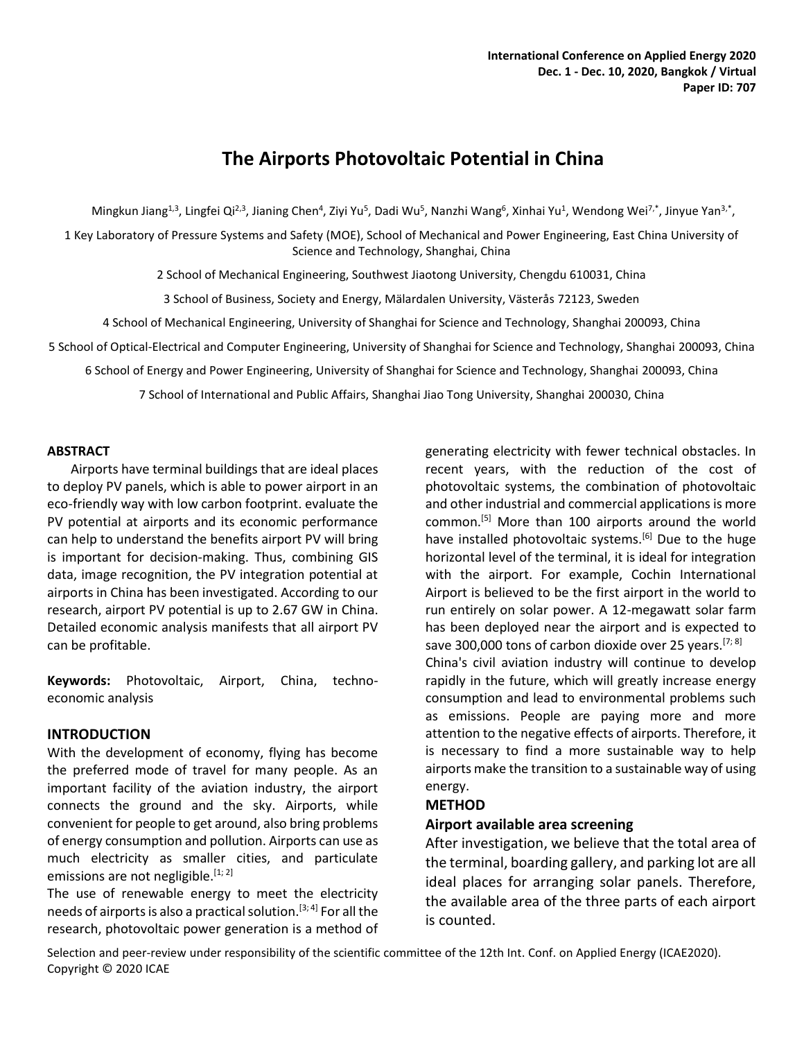# The Airports Photovoltaic Potential in China

Mingkun Jiang[1,3], Lingfei Qi[2,3], Jianing Chen[4], Ziyi Yu[5], Dadi Wu[5], Nanzhi Wang[6], Xinhai Yu[1], Wendong Wei[7,*], Jinyue Yan[3,*],

1 Key Laboratory of Pressure Systems and Safety (MOE), School of Mechanical and Power Engineering, East China University of Science and Technology, Shanghai, China

2 School of Mechanical Engineering, Southwest Jiaotong University, Chengdu 610031, China

3 School of Business, Society and Energy, Mälardalen University, Västerås 72123, Sweden

4 School of Mechanical Engineering, University of Shanghai for Science and Technology, Shanghai 200093, China

5 School of Optical-Electrical and Computer Engineering, University of Shanghai for Science and Technology, Shanghai 200093, China

6 School of Energy and Power Engineering, University of Shanghai for Science and Technology, Shanghai 200093, China

7 School of International and Public Affairs, Shanghai Jiao Tong University, Shanghai 200030, China

## ABSTRACT

Airports have terminal buildings that are ideal places to deploy PV panels, which is able to power airport in an eco-friendly way with low carbon footprint. evaluate the PV potential at airports and its economic performance can help to understand the benefits airport PV will bring is important for decision-making. Thus, combining GIS data, image recognition, the PV integration potential at airports in China has been investigated. According to our research, airport PV potential is up to 2.67 GW in China. Detailed economic analysis manifests that all airport PV can be profitable.

**Keywords:** Photovoltaic, Airport, China, techno-economic analysis

## INTRODUCTION

With the development of economy, flying has become the preferred mode of travel for many people. As an important facility of the aviation industry, the airport connects the ground and the sky. Airports, while convenient for people to get around, also bring problems of energy consumption and pollution. Airports can use as much electricity as smaller cities, and particulate emissions are not negligible.[1; 2]

The use of renewable energy to meet the electricity needs of airports is also a practical solution.[3; 4] For all the research, photovoltaic power generation is a method of generating electricity with fewer technical obstacles. In recent years, with the reduction of the cost of photovoltaic systems, the combination of photovoltaic and other industrial and commercial applications is more common.[5] More than 100 airports around the world have installed photovoltaic systems.[6] Due to the huge horizontal level of the terminal, it is ideal for integration with the airport. For example, Cochin International Airport is believed to be the first airport in the world to run entirely on solar power. A 12-megawatt solar farm has been deployed near the airport and is expected to save 300,000 tons of carbon dioxide over 25 years.[7; 8]

China's civil aviation industry will continue to develop rapidly in the future, which will greatly increase energy consumption and lead to environmental problems such as emissions. People are paying more and more attention to the negative effects of airports. Therefore, it is necessary to find a more sustainable way to help airports make the transition to a sustainable way of using energy.

## METHOD

### Airport available area screening

After investigation, we believe that the total area of the terminal, boarding gallery, and parking lot are all ideal places for arranging solar panels. Therefore, the available area of the three parts of each airport is counted.

Selection and peer-review under responsibility of the scientific committee of the 12th Int. Conf. on Applied Energy (ICAE2020).
Copyright © 2020 ICAE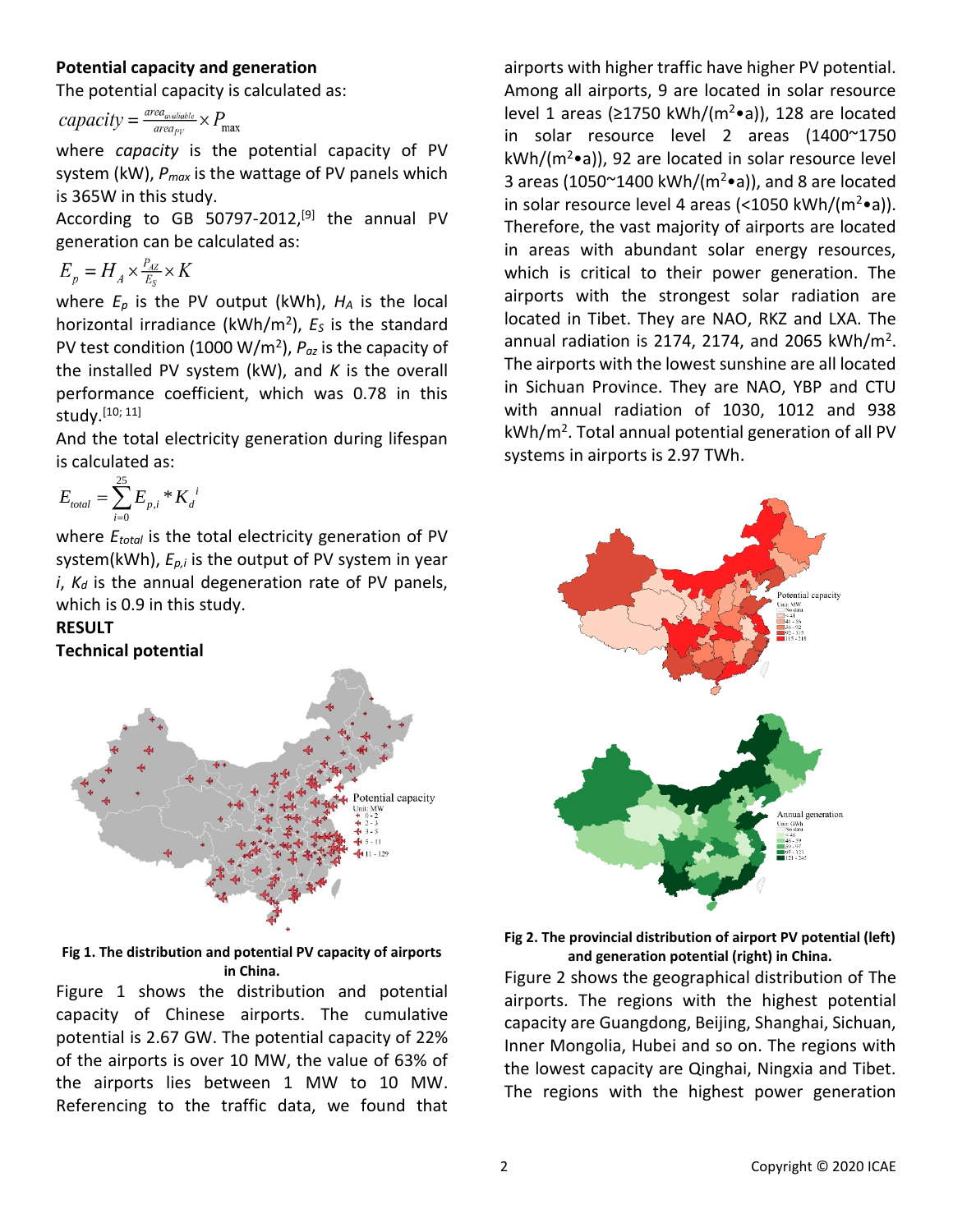**Potential capacity and generation**

The potential capacity is calculated as:

$$capacity = \frac{area_{available}}{area_{PV}} \times P_{\max}$$

where *capacity* is the potential capacity of PV system (kW), $P_{max}$ is the wattage of PV panels which is 365W in this study.

According to GB 50797-2012,[9] the annual PV generation can be calculated as:

$$E_p = H_A \times \frac{P_{AZ}}{E_S} \times K$$

where $E_p$ is the PV output (kWh), $H_A$ is the local horizontal irradiance (kWh/m$^2$), $E_S$ is the standard PV test condition (1000 W/m$^2$), $P_{az}$ is the capacity of the installed PV system (kW), and $K$ is the overall performance coefficient, which was 0.78 in this study.[10; 11]

And the total electricity generation during lifespan is calculated as:

$$E_{total} = \sum_{i=0}^{25} E_{p,i} * K_d^{\ i}$$

where $E_{total}$ is the total electricity generation of PV system(kWh), $E_{p,i}$ is the output of PV system in year $i$, $K_d$ is the annual degeneration rate of PV panels, which is 0.9 in this study.

**RESULT**

**Technical potential**

**Fig 1. The distribution and potential PV capacity of airports in China.**

Figure 1 shows the distribution and potential capacity of Chinese airports. The cumulative potential is 2.67 GW. The potential capacity of 22% of the airports is over 10 MW, the value of 63% of the airports lies between 1 MW to 10 MW. Referencing to the traffic data, we found that airports with higher traffic have higher PV potential. Among all airports, 9 are located in solar resource level 1 areas (≥1750 kWh/(m$^2$•a)), 128 are located in solar resource level 2 areas (1400~1750 kWh/(m$^2$•a)), 92 are located in solar resource level 3 areas (1050~1400 kWh/(m$^2$•a)), and 8 are located in solar resource level 4 areas (<1050 kWh/(m$^2$•a)). Therefore, the vast majority of airports are located in areas with abundant solar energy resources, which is critical to their power generation. The airports with the strongest solar radiation are located in Tibet. They are NAO, RKZ and LXA. The annual radiation is 2174, 2174, and 2065 kWh/m$^2$. The airports with the lowest sunshine are all located in Sichuan Province. They are NAO, YBP and CTU with annual radiation of 1030, 1012 and 938 kWh/m$^2$. Total annual potential generation of all PV systems in airports is 2.97 TWh.

**Fig 2. The provincial distribution of airport PV potential (left) and generation potential (right) in China.**

Figure 2 shows the geographical distribution of The airports. The regions with the highest potential capacity are Guangdong, Beijing, Shanghai, Sichuan, Inner Mongolia, Hubei and so on. The regions with the lowest capacity are Qinghai, Ningxia and Tibet. The regions with the highest power generation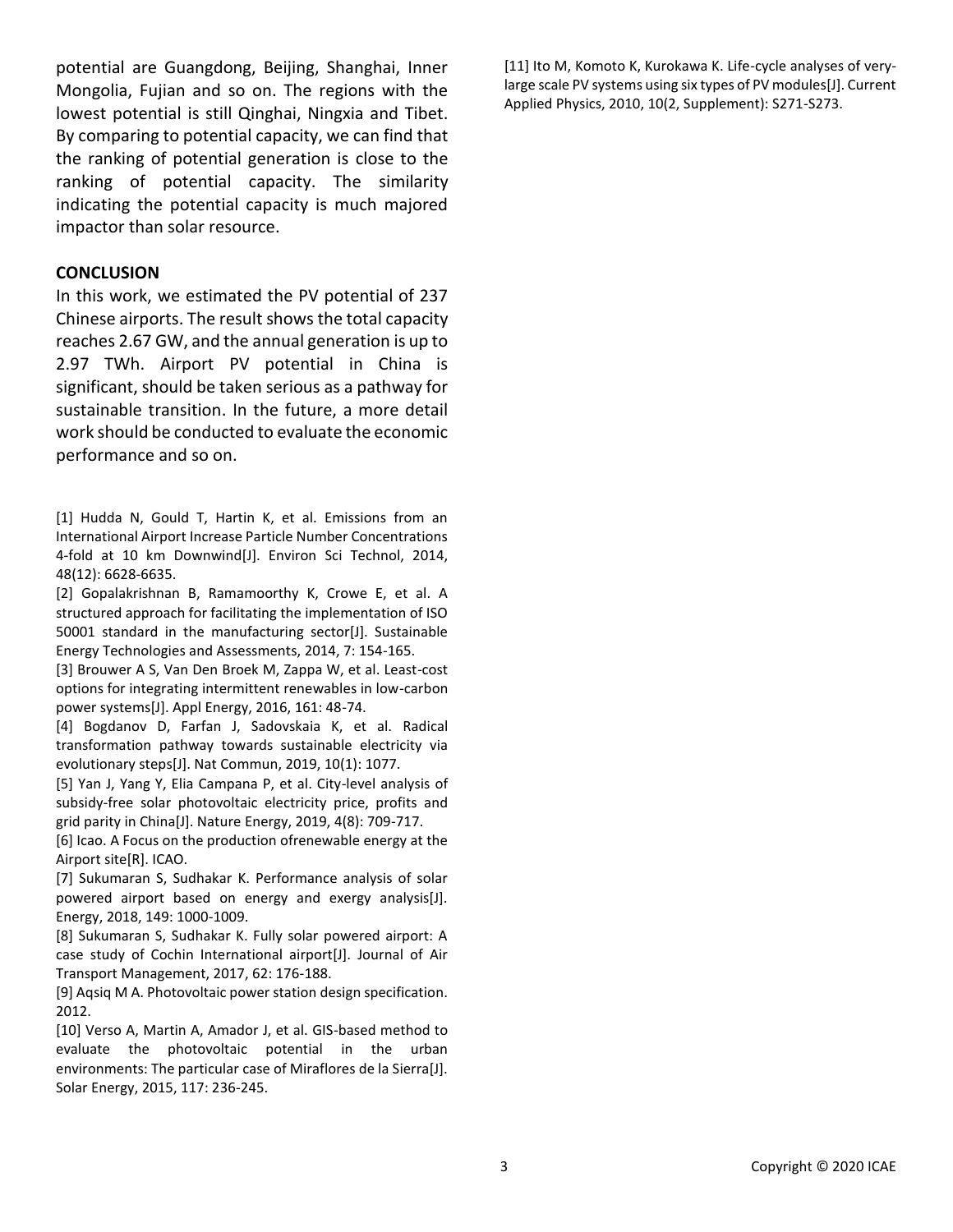potential are Guangdong, Beijing, Shanghai, Inner Mongolia, Fujian and so on. The regions with the lowest potential is still Qinghai, Ningxia and Tibet. By comparing to potential capacity, we can find that the ranking of potential generation is close to the ranking of potential capacity. The similarity indicating the potential capacity is much majored impactor than solar resource.

## CONCLUSION

In this work, we estimated the PV potential of 237 Chinese airports. The result shows the total capacity reaches 2.67 GW, and the annual generation is up to 2.97 TWh. Airport PV potential in China is significant, should be taken serious as a pathway for sustainable transition. In the future, a more detail work should be conducted to evaluate the economic performance and so on.

[1] Hudda N, Gould T, Hartin K, et al. Emissions from an International Airport Increase Particle Number Concentrations 4-fold at 10 km Downwind[J]. Environ Sci Technol, 2014, 48(12): 6628-6635.

[2] Gopalakrishnan B, Ramamoorthy K, Crowe E, et al. A structured approach for facilitating the implementation of ISO 50001 standard in the manufacturing sector[J]. Sustainable Energy Technologies and Assessments, 2014, 7: 154-165.

[3] Brouwer A S, Van Den Broek M, Zappa W, et al. Least-cost options for integrating intermittent renewables in low-carbon power systems[J]. Appl Energy, 2016, 161: 48-74.

[4] Bogdanov D, Farfan J, Sadovskaia K, et al. Radical transformation pathway towards sustainable electricity via evolutionary steps[J]. Nat Commun, 2019, 10(1): 1077.

[5] Yan J, Yang Y, Elia Campana P, et al. City-level analysis of subsidy-free solar photovoltaic electricity price, profits and grid parity in China[J]. Nature Energy, 2019, 4(8): 709-717.

[6] Icao. A Focus on the production ofrenewable energy at the Airport site[R]. ICAO.

[7] Sukumaran S, Sudhakar K. Performance analysis of solar powered airport based on energy and exergy analysis[J]. Energy, 2018, 149: 1000-1009.

[8] Sukumaran S, Sudhakar K. Fully solar powered airport: A case study of Cochin International airport[J]. Journal of Air Transport Management, 2017, 62: 176-188.

[9] Aqsiq M A. Photovoltaic power station design specification. 2012.

[10] Verso A, Martin A, Amador J, et al. GIS-based method to evaluate the photovoltaic potential in the urban environments: The particular case of Miraflores de la Sierra[J]. Solar Energy, 2015, 117: 236-245.

[11] Ito M, Komoto K, Kurokawa K. Life-cycle analyses of very-large scale PV systems using six types of PV modules[J]. Current Applied Physics, 2010, 10(2, Supplement): S271-S273.